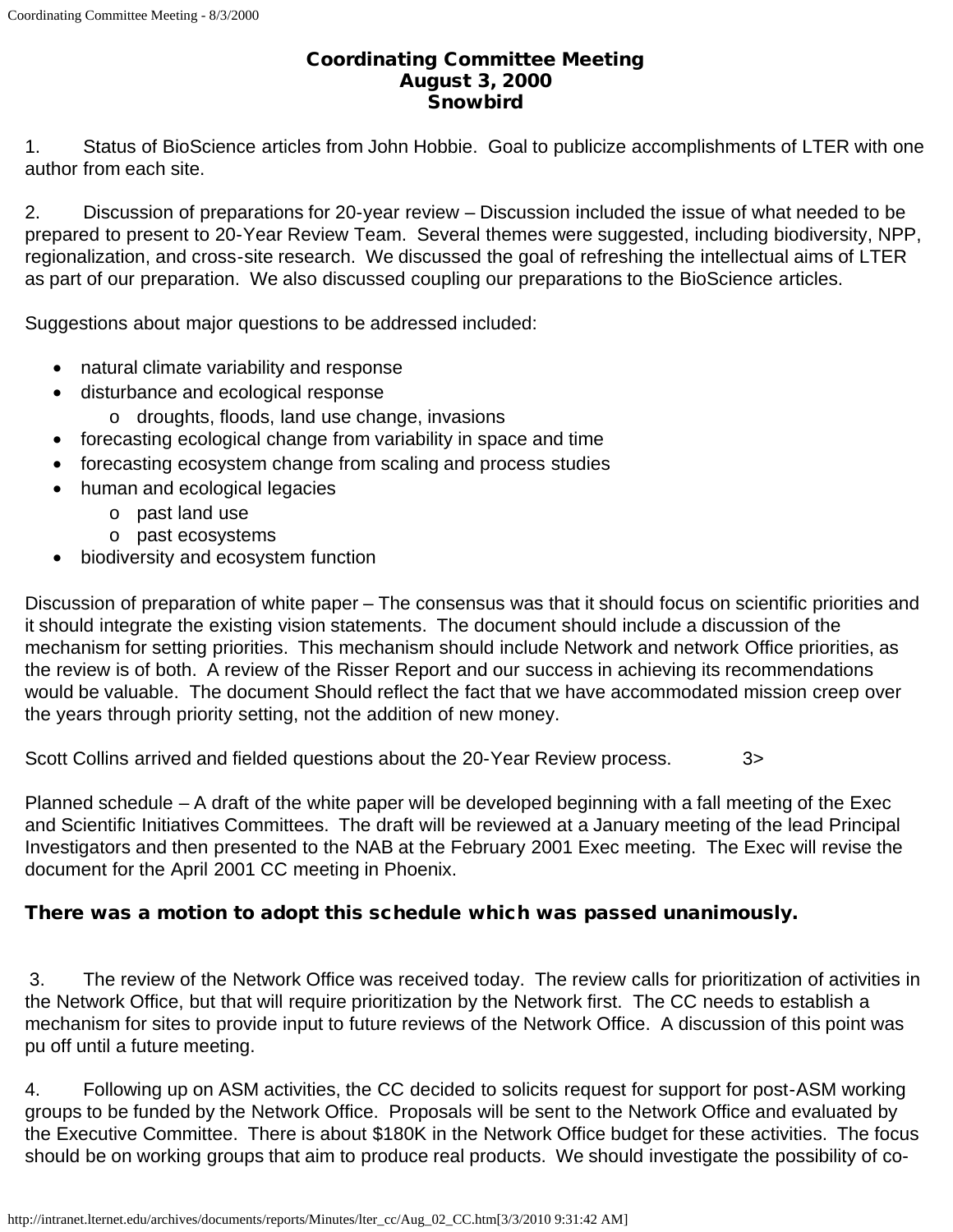# Coordinating Committee Meeting
## August 3, 2000
## Snowbird

1. Status of BioScience articles from John Hobbie. Goal to publicize accomplishments of LTER with one author from each site.

2. Discussion of preparations for 20-year review – Discussion included the issue of what needed to be prepared to present to 20-Year Review Team. Several themes were suggested, including biodiversity, NPP, regionalization, and cross-site research. We discussed the goal of refreshing the intellectual aims of LTER as part of our preparation. We also discussed coupling our preparations to the BioScience articles.

Suggestions about major questions to be addressed included:

- natural climate variability and response
- disturbance and ecological response
  - droughts, floods, land use change, invasions
- forecasting ecological change from variability in space and time
- forecasting ecosystem change from scaling and process studies
- human and ecological legacies
  - past land use
  - past ecosystems
- biodiversity and ecosystem function

Discussion of preparation of white paper – The consensus was that it should focus on scientific priorities and it should integrate the existing vision statements. The document should include a discussion of the mechanism for setting priorities. This mechanism should include Network and network Office priorities, as the review is of both. A review of the Risser Report and our success in achieving its recommendations would be valuable. The document Should reflect the fact that we have accommodated mission creep over the years through priority setting, not the addition of new money.

Scott Collins arrived and fielded questions about the 20-Year Review process. 3>

Planned schedule – A draft of the white paper will be developed beginning with a fall meeting of the Exec and Scientific Initiatives Committees. The draft will be reviewed at a January meeting of the lead Principal Investigators and then presented to the NAB at the February 2001 Exec meeting. The Exec will revise the document for the April 2001 CC meeting in Phoenix.

**There was a motion to adopt this schedule which was passed unanimously.**

3. The review of the Network Office was received today. The review calls for prioritization of activities in the Network Office, but that will require prioritization by the Network first. The CC needs to establish a mechanism for sites to provide input to future reviews of the Network Office. A discussion of this point was pu off until a future meeting.

4. Following up on ASM activities, the CC decided to solicits request for support for post-ASM working groups to be funded by the Network Office. Proposals will be sent to the Network Office and evaluated by the Executive Committee. There is about $180K in the Network Office budget for these activities. The focus should be on working groups that aim to produce real products. We should investigate the possibility of co-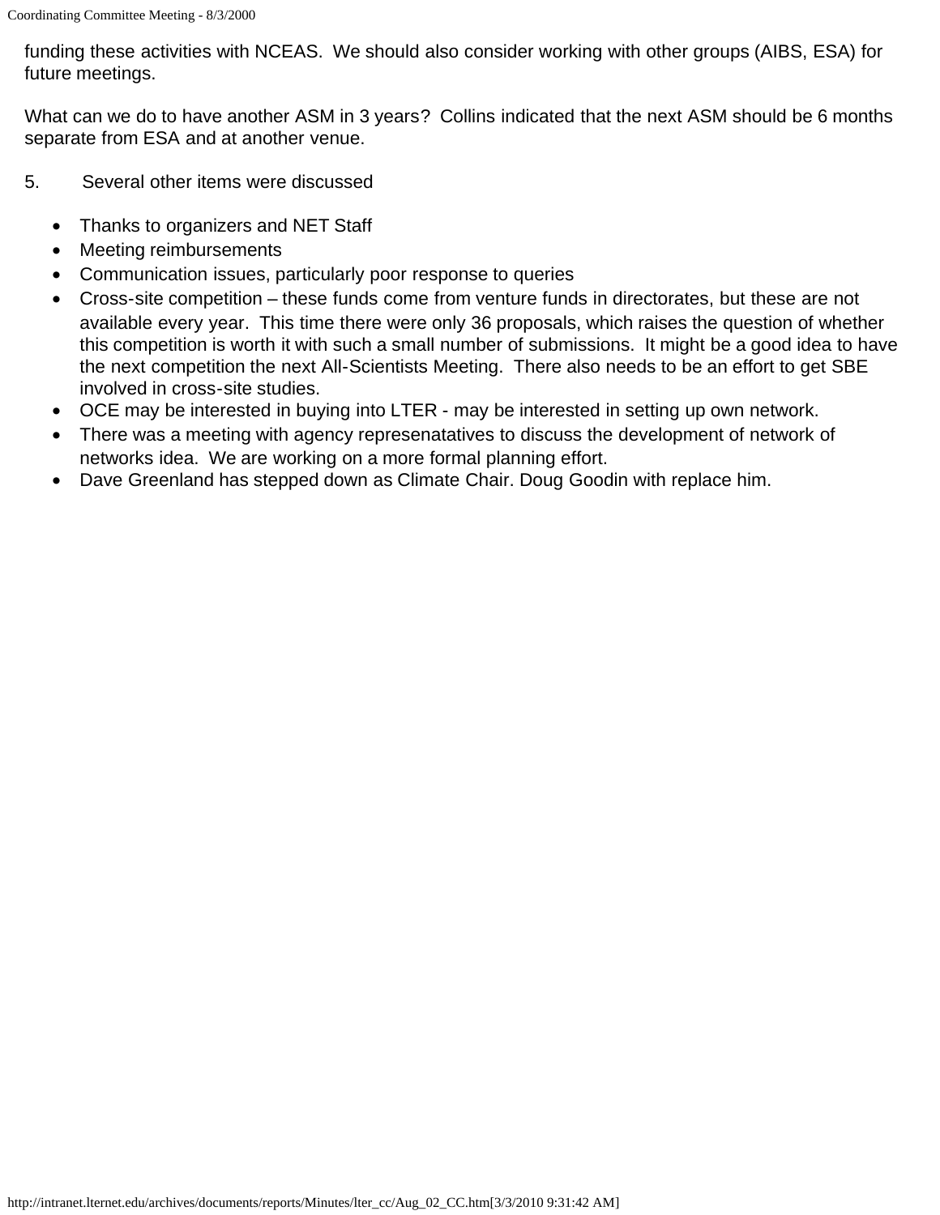funding these activities with NCEAS.  We should also consider working with other groups (AIBS, ESA) for future meetings.

What can we do to have another ASM in 3 years?  Collins indicated that the next ASM should be 6 months separate from ESA and at another venue.

5. Several other items were discussed

- Thanks to organizers and NET Staff
- Meeting reimbursements
- Communication issues, particularly poor response to queries
- Cross-site competition – these funds come from venture funds in directorates, but these are not available every year.  This time there were only 36 proposals, which raises the question of whether this competition is worth it with such a small number of submissions.  It might be a good idea to have the next competition the next All-Scientists Meeting.  There also needs to be an effort to get SBE involved in cross-site studies.
- OCE may be interested in buying into LTER - may be interested in setting up own network.
- There was a meeting with agency represenatatives to discuss the development of network of networks idea.  We are working on a more formal planning effort.
- Dave Greenland has stepped down as Climate Chair. Doug Goodin with replace him.